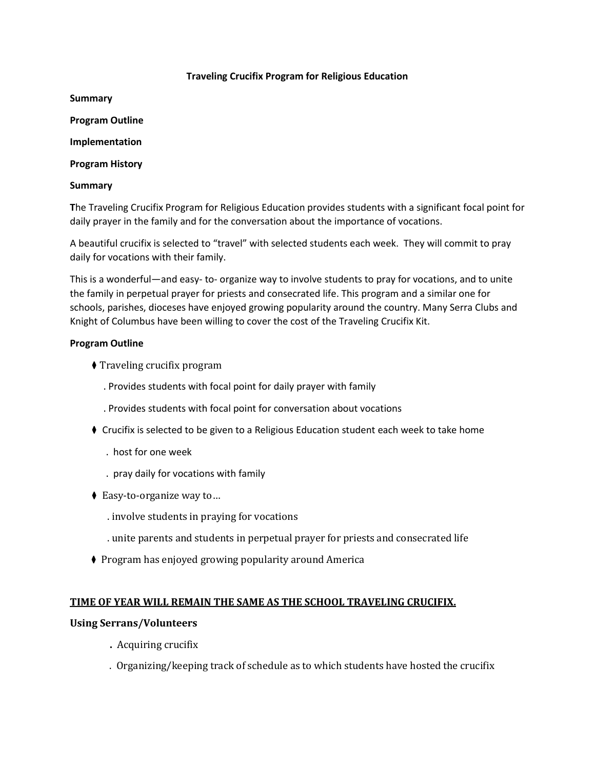# Traveling Crucifix Program for Religious Education

**Summary**

**Program Outline**

**Implementation**

**Program History**

## Summary

**T**he Traveling Crucifix Program for Religious Education provides students with a significant focal point for daily prayer in the family and for the conversation about the importance of vocations.

A beautiful crucifix is selected to "travel" with selected students each week. They will commit to pray daily for vocations with their family.

This is a wonderful—and easy- to- organize way to involve students to pray for vocations, and to unite the family in perpetual prayer for priests and consecrated life. This program and a similar one for schools, parishes, dioceses have enjoyed growing popularity around the country. Many Serra Clubs and Knight of Columbus have been willing to cover the cost of the Traveling Crucifix Kit.

## Program Outline

- Traveling crucifix program
  - Provides students with focal point for daily prayer with family
  - Provides students with focal point for conversation about vocations
- Crucifix is selected to be given to a Religious Education student each week to take home
  - host for one week
  - pray daily for vocations with family
- Easy-to-organize way to…
  - involve students in praying for vocations
  - unite parents and students in perpetual prayer for priests and consecrated life
- Program has enjoyed growing popularity around America

**<u>TIME OF YEAR WILL REMAIN THE SAME AS THE SCHOOL TRAVELING CRUCIFIX.</u>**

### Using Serrans/Volunteers

- Acquiring crucifix
- Organizing/keeping track of schedule as to which students have hosted the crucifix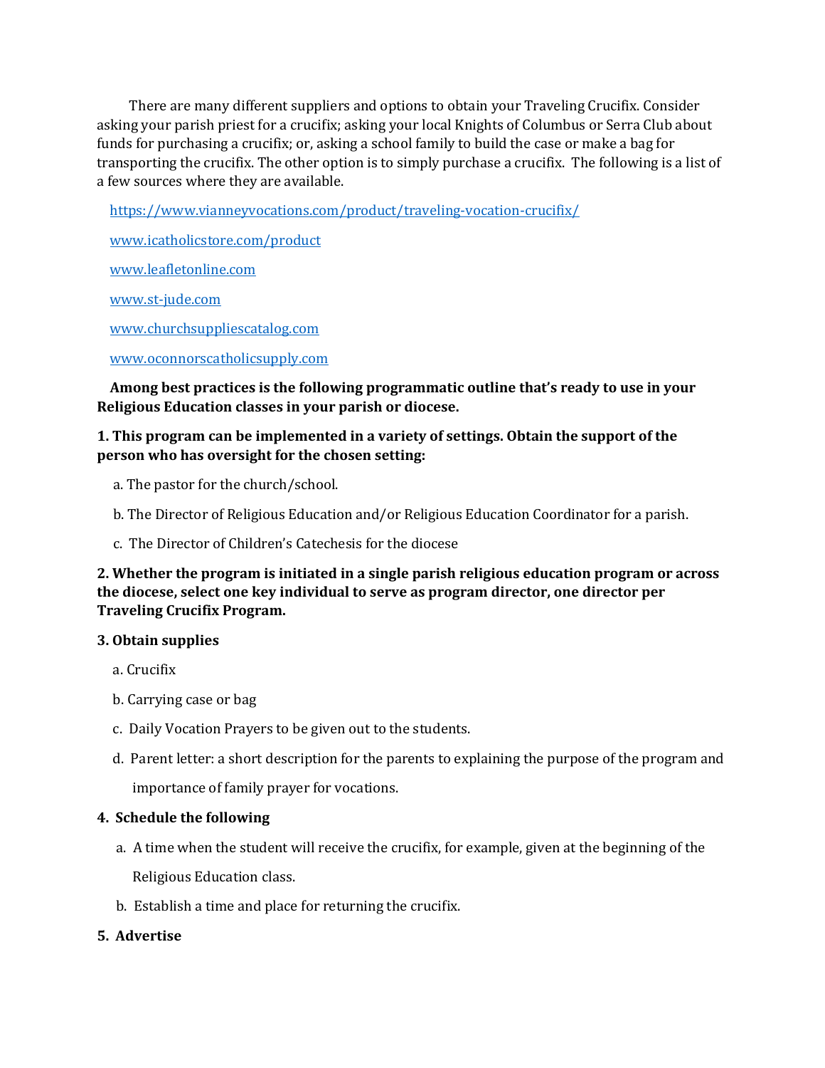There are many different suppliers and options to obtain your Traveling Crucifix. Consider asking your parish priest for a crucifix; asking your local Knights of Columbus or Serra Club about funds for purchasing a crucifix; or, asking a school family to build the case or make a bag for transporting the crucifix. The other option is to simply purchase a crucifix. The following is a list of a few sources where they are available.

https://www.vianneyvocations.com/product/traveling-vocation-crucifix/

www.icatholicstore.com/product

www.leafletonline.com

www.st-jude.com

www.churchsuppliescatalog.com

www.oconnorscatholicsupply.com

**Among best practices is the following programmatic outline that's ready to use in your Religious Education classes in your parish or diocese.**

**1. This program can be implemented in a variety of settings. Obtain the support of the person who has oversight for the chosen setting:**

a. The pastor for the church/school.

b. The Director of Religious Education and/or Religious Education Coordinator for a parish.

c. The Director of Children's Catechesis for the diocese

**2. Whether the program is initiated in a single parish religious education program or across the diocese, select one key individual to serve as program director, one director per Traveling Crucifix Program.**

**3. Obtain supplies**

a. Crucifix

b. Carrying case or bag

c. Daily Vocation Prayers to be given out to the students.

d. Parent letter: a short description for the parents to explaining the purpose of the program and importance of family prayer for vocations.

**4. Schedule the following**

a. A time when the student will receive the crucifix, for example, given at the beginning of the Religious Education class.

b. Establish a time and place for returning the crucifix.

**5. Advertise**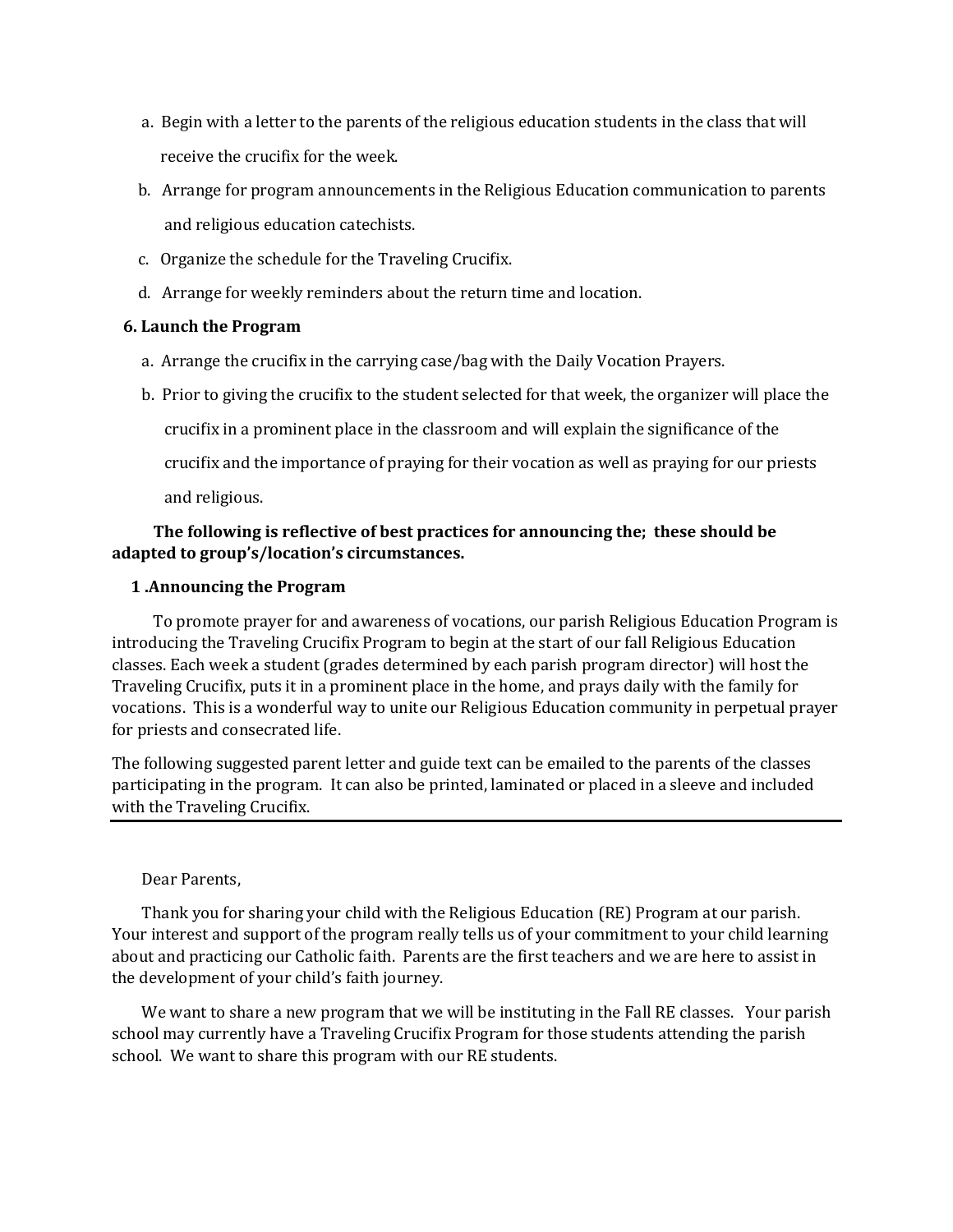a. Begin with a letter to the parents of the religious education students in the class that will receive the crucifix for the week.

b. Arrange for program announcements in the Religious Education communication to parents and religious education catechists.

c. Organize the schedule for the Traveling Crucifix.

d. Arrange for weekly reminders about the return time and location.

**6. Launch the Program**

a. Arrange the crucifix in the carrying case/bag with the Daily Vocation Prayers.

b. Prior to giving the crucifix to the student selected for that week, the organizer will place the crucifix in a prominent place in the classroom and will explain the significance of the crucifix and the importance of praying for their vocation as well as praying for our priests and religious.

**The following is reflective of best practices for announcing the; these should be adapted to group's/location's circumstances.**

**1 .Announcing the Program**

To promote prayer for and awareness of vocations, our parish Religious Education Program is introducing the Traveling Crucifix Program to begin at the start of our fall Religious Education classes. Each week a student (grades determined by each parish program director) will host the Traveling Crucifix, puts it in a prominent place in the home, and prays daily with the family for vocations. This is a wonderful way to unite our Religious Education community in perpetual prayer for priests and consecrated life.

The following suggested parent letter and guide text can be emailed to the parents of the classes participating in the program. It can also be printed, laminated or placed in a sleeve and included with the Traveling Crucifix.

---

Dear Parents,

Thank you for sharing your child with the Religious Education (RE) Program at our parish. Your interest and support of the program really tells us of your commitment to your child learning about and practicing our Catholic faith. Parents are the first teachers and we are here to assist in the development of your child's faith journey.

We want to share a new program that we will be instituting in the Fall RE classes. Your parish school may currently have a Traveling Crucifix Program for those students attending the parish school. We want to share this program with our RE students.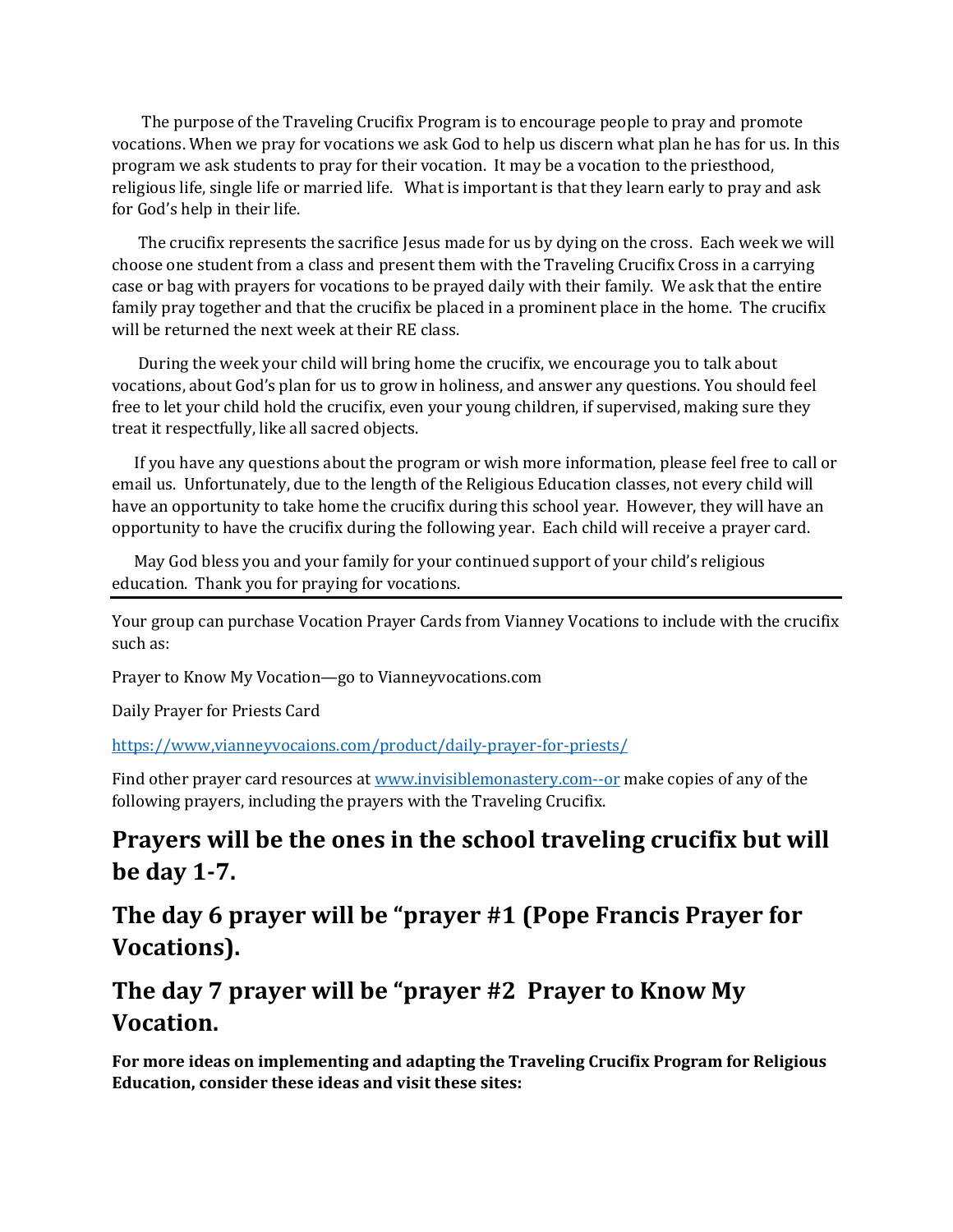The purpose of the Traveling Crucifix Program is to encourage people to pray and promote vocations. When we pray for vocations we ask God to help us discern what plan he has for us. In this program we ask students to pray for their vocation. It may be a vocation to the priesthood, religious life, single life or married life. What is important is that they learn early to pray and ask for God's help in their life.

The crucifix represents the sacrifice Jesus made for us by dying on the cross. Each week we will choose one student from a class and present them with the Traveling Crucifix Cross in a carrying case or bag with prayers for vocations to be prayed daily with their family. We ask that the entire family pray together and that the crucifix be placed in a prominent place in the home. The crucifix will be returned the next week at their RE class.

During the week your child will bring home the crucifix, we encourage you to talk about vocations, about God's plan for us to grow in holiness, and answer any questions. You should feel free to let your child hold the crucifix, even your young children, if supervised, making sure they treat it respectfully, like all sacred objects.

If you have any questions about the program or wish more information, please feel free to call or email us. Unfortunately, due to the length of the Religious Education classes, not every child will have an opportunity to take home the crucifix during this school year. However, they will have an opportunity to have the crucifix during the following year. Each child will receive a prayer card.

May God bless you and your family for your continued support of your child's religious education. Thank you for praying for vocations.

---

Your group can purchase Vocation Prayer Cards from Vianney Vocations to include with the crucifix such as:

Prayer to Know My Vocation—go to Vianneyvocations.com

Daily Prayer for Priests Card

https://www,vianneyvocaions.com/product/daily-prayer-for-priests/

Find other prayer card resources at www.invisiblemonastery.com--or make copies of any of the following prayers, including the prayers with the Traveling Crucifix.

## Prayers will be the ones in the school traveling crucifix but will be day 1-7.

## The day 6 prayer will be "prayer #1 (Pope Francis Prayer for Vocations).

## The day 7 prayer will be "prayer #2 Prayer to Know My Vocation.

**For more ideas on implementing and adapting the Traveling Crucifix Program for Religious Education, consider these ideas and visit these sites:**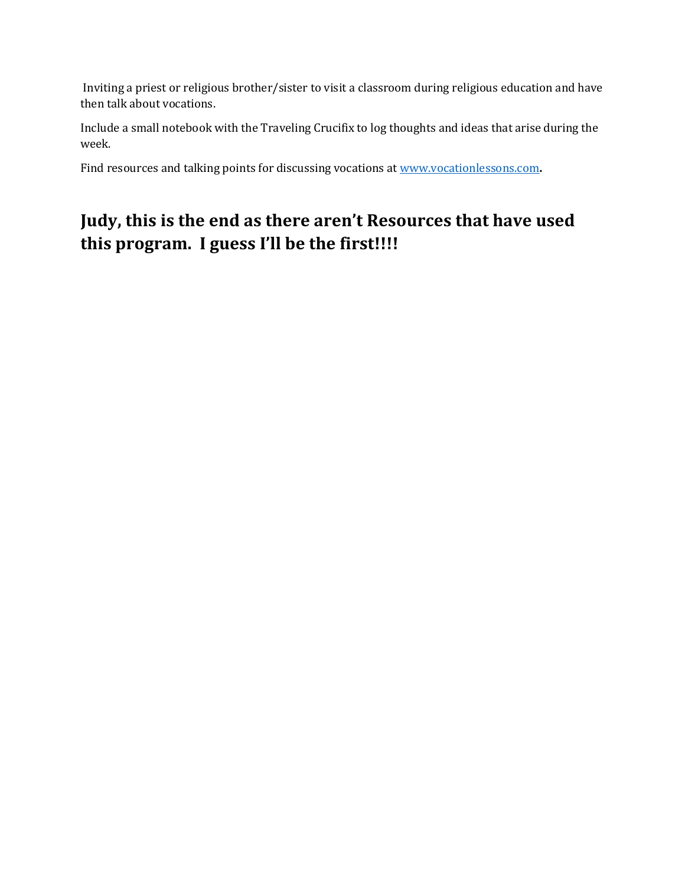Inviting a priest or religious brother/sister to visit a classroom during religious education and have then talk about vocations.

Include a small notebook with the Traveling Crucifix to log thoughts and ideas that arise during the week.

Find resources and talking points for discussing vocations at [www.vocationlessons.com](http://www.vocationlessons.com)**.**

## Judy, this is the end as there aren't Resources that have used this program. I guess I'll be the first!!!!